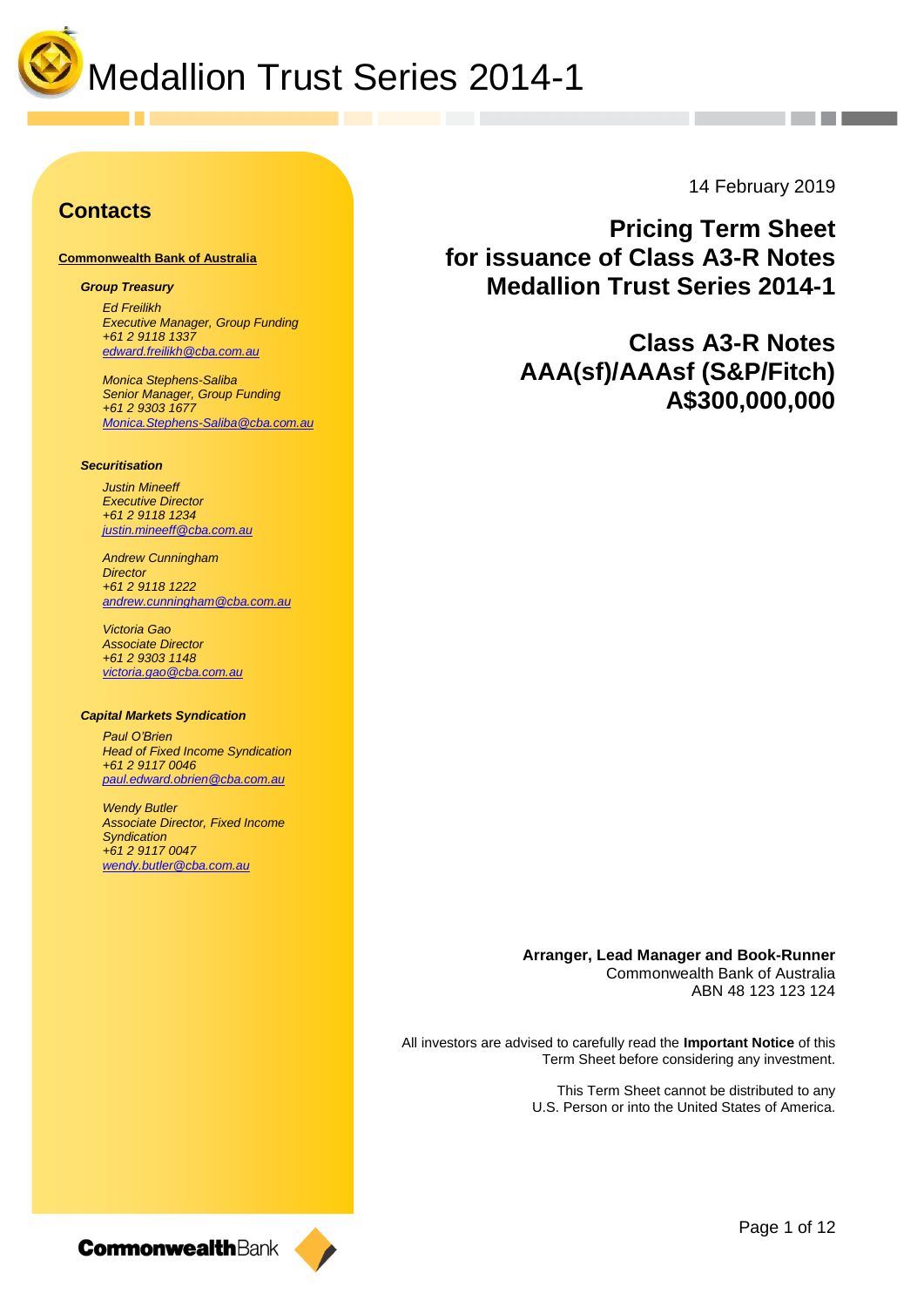# Medallion Trust Series 2014-1

14 February 2019

## Pricing Term Sheet for issuance of Class A3-R Notes Medallion Trust Series 2014-1

## Class A3-R Notes AAA(sf)/AAAsf (S&P/Fitch) A$300,000,000

## Contacts

**Commonwealth Bank of Australia**

***Group Treasury***

*Ed Freilikh*
*Executive Manager, Group Funding*
*+61 2 9118 1337*
*edward.freilikh@cba.com.au*

*Monica Stephens-Saliba*
*Senior Manager, Group Funding*
*+61 2 9303 1677*
*Monica.Stephens-Saliba@cba.com.au*

***Securitisation***

*Justin Mineeff*
*Executive Director*
*+61 2 9118 1234*
*justin.mineeff@cba.com.au*

*Andrew Cunningham*
*Director*
*+61 2 9118 1222*
*andrew.cunningham@cba.com.au*

*Victoria Gao*
*Associate Director*
*+61 2 9303 1148*
*victoria.gao@cba.com.au*

***Capital Markets Syndication***

*Paul O'Brien*
*Head of Fixed Income Syndication*
*+61 2 9117 0046*
*paul.edward.obrien@cba.com.au*

*Wendy Butler*
*Associate Director, Fixed Income Syndication*
*+61 2 9117 0047*
*wendy.butler@cba.com.au*

**Arranger, Lead Manager and Book-Runner**
Commonwealth Bank of Australia
ABN 48 123 123 124

All investors are advised to carefully read the **Important Notice** of this Term Sheet before considering any investment.

This Term Sheet cannot be distributed to any U.S. Person or into the United States of America.

CommonwealthBank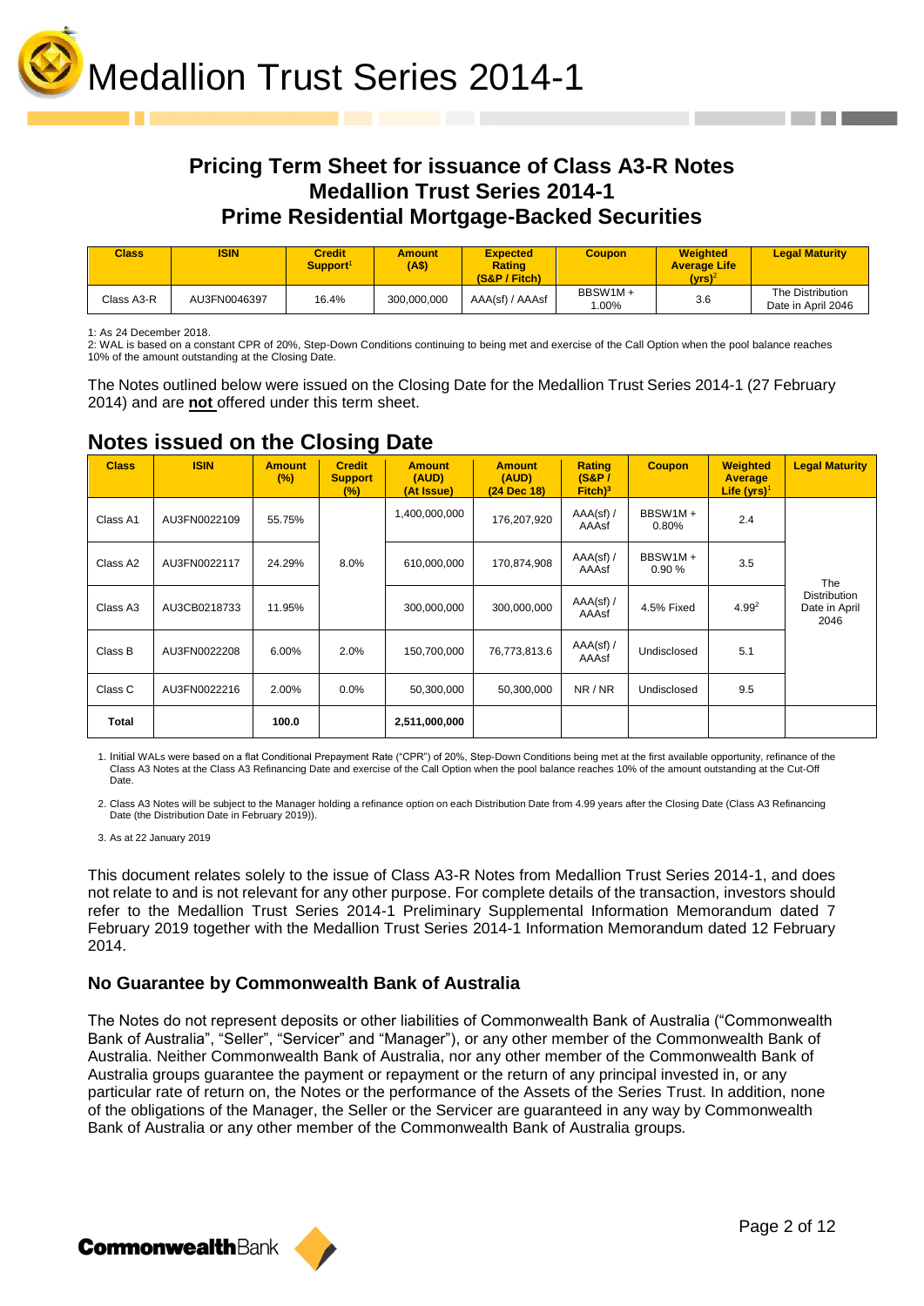# Medallion Trust Series 2014-1

## Pricing Term Sheet for issuance of Class A3-R Notes Medallion Trust Series 2014-1 Prime Residential Mortgage-Backed Securities

| Class | ISIN | Credit Support[1] | Amount (A$) | Expected Rating (S&P / Fitch) | Coupon | Weighted Average Life (yrs)[2] | Legal Maturity |
|---|---|---|---|---|---|---|---|
| Class A3-R | AU3FN0046397 | 16.4% | 300,000,000 | AAA(sf) / AAAsf | BBSW1M + 1.00% | 3.6 | The Distribution Date in April 2046 |

1: As 24 December 2018.
2: WAL is based on a constant CPR of 20%, Step-Down Conditions continuing to being met and exercise of the Call Option when the pool balance reaches 10% of the amount outstanding at the Closing Date.

The Notes outlined below were issued on the Closing Date for the Medallion Trust Series 2014-1 (27 February 2014) and are **not** offered under this term sheet.

## Notes issued on the Closing Date

| Class | ISIN | Amount (%) | Credit Support (%) | Amount (AUD) (At Issue) | Amount (AUD) (24 Dec 18) | Rating (S&P / Fitch)[3] | Coupon | Weighted Average Life (yrs)[1] | Legal Maturity |
|---|---|---|---|---|---|---|---|---|---|
| Class A1 | AU3FN0022109 | 55.75% | 8.0% | 1,400,000,000 | 176,207,920 | AAA(sf) / AAAsf | BBSW1M + 0.80% | 2.4 | The Distribution Date in April 2046 |
| Class A2 | AU3FN0022117 | 24.29% | | 610,000,000 | 170,874,908 | AAA(sf) / AAAsf | BBSW1M + 0.90 % | 3.5 | |
| Class A3 | AU3CB0218733 | 11.95% | | 300,000,000 | 300,000,000 | AAA(sf) / AAAsf | 4.5% Fixed | 4.99[2] | |
| Class B | AU3FN0022208 | 6.00% | 2.0% | 150,700,000 | 76,773,813.6 | AAA(sf) / AAAsf | Undisclosed | 5.1 | |
| Class C | AU3FN0022216 | 2.00% | 0.0% | 50,300,000 | 50,300,000 | NR / NR | Undisclosed | 9.5 | |
| **Total** | | **100.0** | | **2,511,000,000** | | | | | |

1. Initial WALs were based on a flat Conditional Prepayment Rate ("CPR") of 20%, Step-Down Conditions being met at the first available opportunity, refinance of the Class A3 Notes at the Class A3 Refinancing Date and exercise of the Call Option when the pool balance reaches 10% of the amount outstanding at the Cut-Off Date.
2. Class A3 Notes will be subject to the Manager holding a refinance option on each Distribution Date from 4.99 years after the Closing Date (Class A3 Refinancing Date (the Distribution Date in February 2019)).
3. As at 22 January 2019

This document relates solely to the issue of Class A3-R Notes from Medallion Trust Series 2014-1, and does not relate to and is not relevant for any other purpose. For complete details of the transaction, investors should refer to the Medallion Trust Series 2014-1 Preliminary Supplemental Information Memorandum dated 7 February 2019 together with the Medallion Trust Series 2014-1 Information Memorandum dated 12 February 2014.

### No Guarantee by Commonwealth Bank of Australia

The Notes do not represent deposits or other liabilities of Commonwealth Bank of Australia ("Commonwealth Bank of Australia", "Seller", "Servicer" and "Manager"), or any other member of the Commonwealth Bank of Australia. Neither Commonwealth Bank of Australia, nor any other member of the Commonwealth Bank of Australia groups guarantee the payment or repayment or the return of any principal invested in, or any particular rate of return on, the Notes or the performance of the Assets of the Series Trust. In addition, none of the obligations of the Manager, the Seller or the Servicer are guaranteed in any way by Commonwealth Bank of Australia or any other member of the Commonwealth Bank of Australia groups.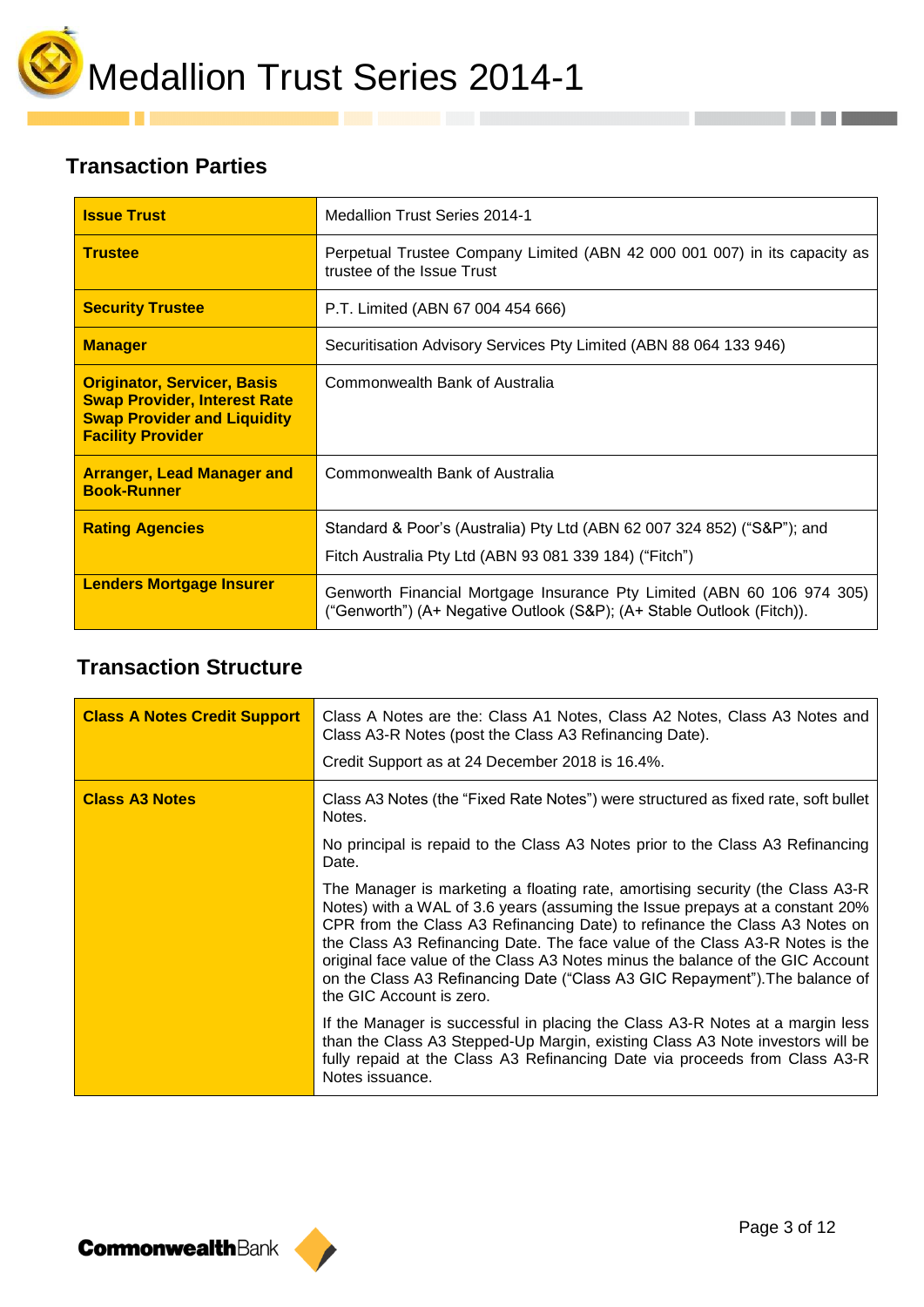# Medallion Trust Series 2014-1

## Transaction Parties

| | |
|---|---|
| **Issue Trust** | Medallion Trust Series 2014-1 |
| **Trustee** | Perpetual Trustee Company Limited (ABN 42 000 001 007) in its capacity as trustee of the Issue Trust |
| **Security Trustee** | P.T. Limited (ABN 67 004 454 666) |
| **Manager** | Securitisation Advisory Services Pty Limited (ABN 88 064 133 946) |
| **Originator, Servicer, Basis Swap Provider, Interest Rate Swap Provider and Liquidity Facility Provider** | Commonwealth Bank of Australia |
| **Arranger, Lead Manager and Book-Runner** | Commonwealth Bank of Australia |
| **Rating Agencies** | Standard & Poor's (Australia) Pty Ltd (ABN 62 007 324 852) ("S&P"); and<br>Fitch Australia Pty Ltd (ABN 93 081 339 184) ("Fitch") |
| **Lenders Mortgage Insurer** | Genworth Financial Mortgage Insurance Pty Limited (ABN 60 106 974 305) ("Genworth") (A+ Negative Outlook (S&P); (A+ Stable Outlook (Fitch)). |

## Transaction Structure

| | |
|---|---|
| **Class A Notes Credit Support** | Class A Notes are the: Class A1 Notes, Class A2 Notes, Class A3 Notes and Class A3-R Notes (post the Class A3 Refinancing Date).<br><br>Credit Support as at 24 December 2018 is 16.4%. |
| **Class A3 Notes** | Class A3 Notes (the "Fixed Rate Notes") were structured as fixed rate, soft bullet Notes.<br><br>No principal is repaid to the Class A3 Notes prior to the Class A3 Refinancing Date.<br><br>The Manager is marketing a floating rate, amortising security (the Class A3-R Notes) with a WAL of 3.6 years (assuming the Issue prepays at a constant 20% CPR from the Class A3 Refinancing Date) to refinance the Class A3 Notes on the Class A3 Refinancing Date. The face value of the Class A3-R Notes is the original face value of the Class A3 Notes minus the balance of the GIC Account on the Class A3 Refinancing Date ("Class A3 GIC Repayment").The balance of the GIC Account is zero.<br><br>If the Manager is successful in placing the Class A3-R Notes at a margin less than the Class A3 Stepped-Up Margin, existing Class A3 Note investors will be fully repaid at the Class A3 Refinancing Date via proceeds from Class A3-R Notes issuance. |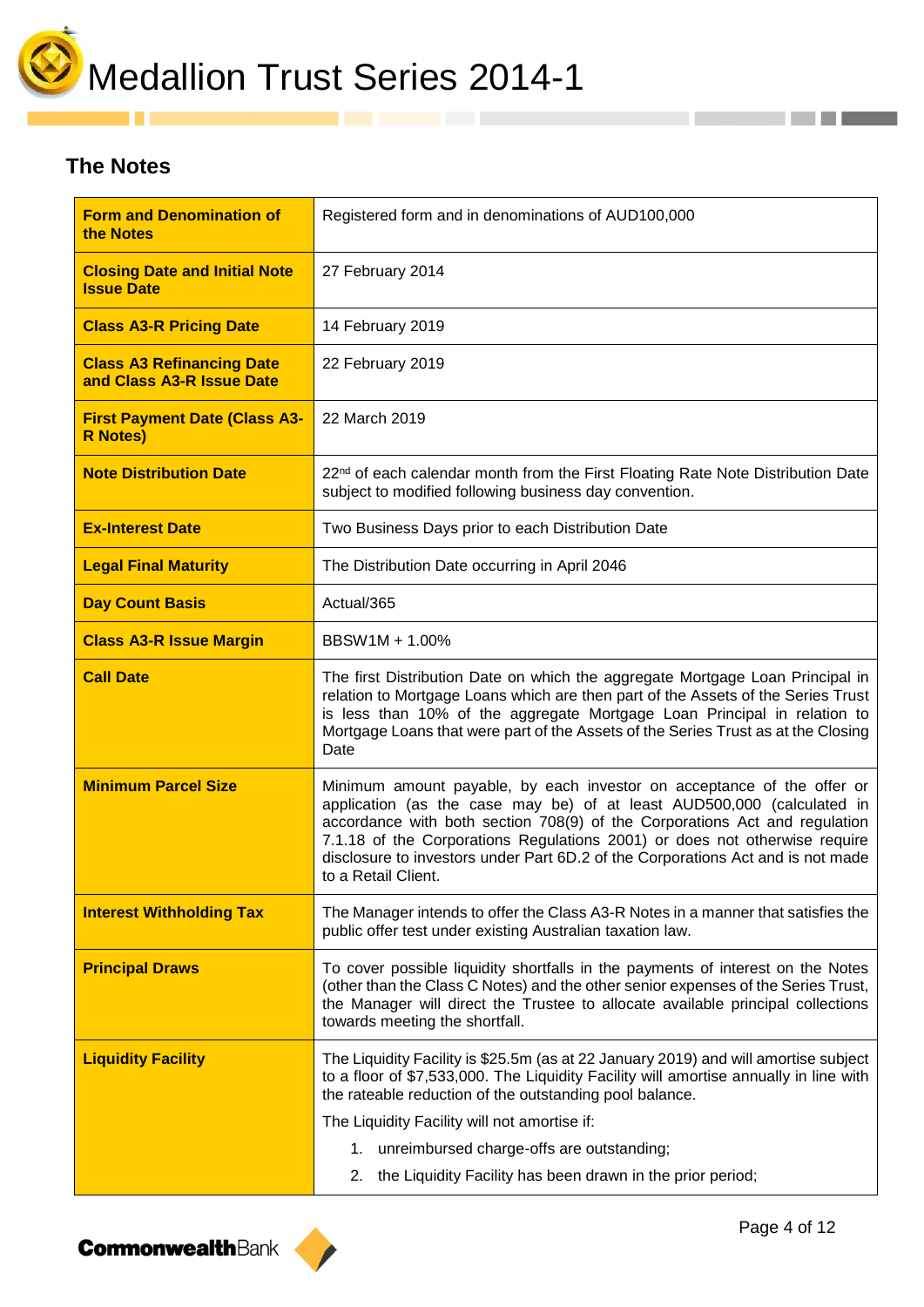## The Notes

| | |
|---|---|
| **Form and Denomination of the Notes** | Registered form and in denominations of AUD100,000 |
| **Closing Date and Initial Note Issue Date** | 27 February 2014 |
| **Class A3-R Pricing Date** | 14 February 2019 |
| **Class A3 Refinancing Date and Class A3-R Issue Date** | 22 February 2019 |
| **First Payment Date (Class A3-R Notes)** | 22 March 2019 |
| **Note Distribution Date** | 22nd of each calendar month from the First Floating Rate Note Distribution Date subject to modified following business day convention. |
| **Ex-Interest Date** | Two Business Days prior to each Distribution Date |
| **Legal Final Maturity** | The Distribution Date occurring in April 2046 |
| **Day Count Basis** | Actual/365 |
| **Class A3-R Issue Margin** | BBSW1M + 1.00% |
| **Call Date** | The first Distribution Date on which the aggregate Mortgage Loan Principal in relation to Mortgage Loans which are then part of the Assets of the Series Trust is less than 10% of the aggregate Mortgage Loan Principal in relation to Mortgage Loans that were part of the Assets of the Series Trust as at the Closing Date |
| **Minimum Parcel Size** | Minimum amount payable, by each investor on acceptance of the offer or application (as the case may be) of at least AUD500,000 (calculated in accordance with both section 708(9) of the Corporations Act and regulation 7.1.18 of the Corporations Regulations 2001) or does not otherwise require disclosure to investors under Part 6D.2 of the Corporations Act and is not made to a Retail Client. |
| **Interest Withholding Tax** | The Manager intends to offer the Class A3-R Notes in a manner that satisfies the public offer test under existing Australian taxation law. |
| **Principal Draws** | To cover possible liquidity shortfalls in the payments of interest on the Notes (other than the Class C Notes) and the other senior expenses of the Series Trust, the Manager will direct the Trustee to allocate available principal collections towards meeting the shortfall. |
| **Liquidity Facility** | The Liquidity Facility is $25.5m (as at 22 January 2019) and will amortise subject to a floor of $7,533,000. The Liquidity Facility will amortise annually in line with the rateable reduction of the outstanding pool balance. <br> The Liquidity Facility will not amortise if: <br> 1. unreimbursed charge-offs are outstanding; <br> 2. the Liquidity Facility has been drawn in the prior period; |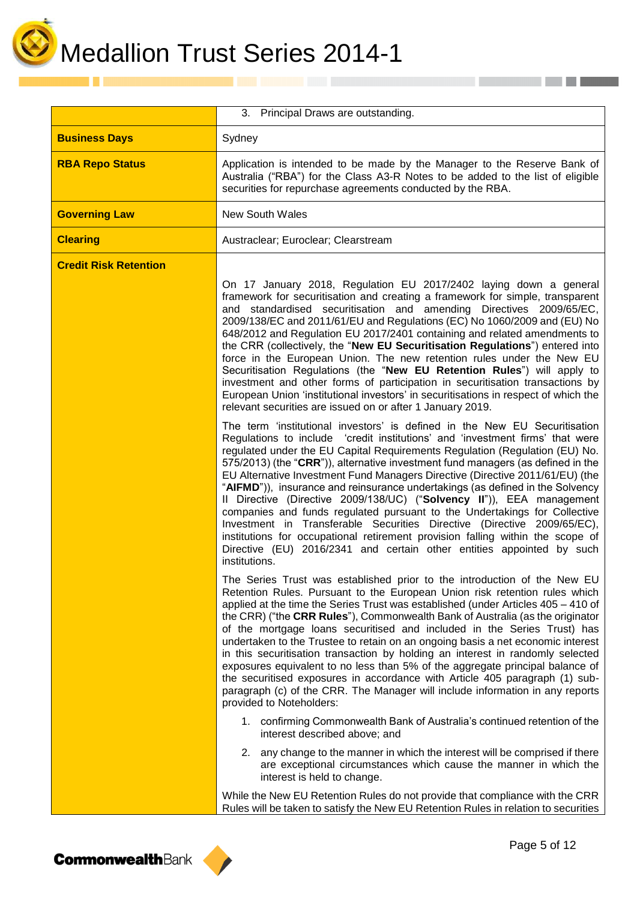| | |
|---|---|
| | 3. Principal Draws are outstanding. |
| **Business Days** | Sydney |
| **RBA Repo Status** | Application is intended to be made by the Manager to the Reserve Bank of Australia ("RBA") for the Class A3-R Notes to be added to the list of eligible securities for repurchase agreements conducted by the RBA. |
| **Governing Law** | New South Wales |
| **Clearing** | Austraclear; Euroclear; Clearstream |
| **Credit Risk Retention** | On 17 January 2018, Regulation EU 2017/2402 laying down a general framework for securitisation and creating a framework for simple, transparent and standardised securitisation and amending Directives 2009/65/EC, 2009/138/EC and 2011/61/EU and Regulations (EC) No 1060/2009 and (EU) No 648/2012 and Regulation EU 2017/2401 containing and related amendments to the CRR (collectively, the "**New EU Securitisation Regulations**") entered into force in the European Union. The new retention rules under the New EU Securitisation Regulations (the "**New EU Retention Rules**") will apply to investment and other forms of participation in securitisation transactions by European Union 'institutional investors' in securitisations in respect of which the relevant securities are issued on or after 1 January 2019.<br><br>The term 'institutional investors' is defined in the New EU Securitisation Regulations to include 'credit institutions' and 'investment firms' that were regulated under the EU Capital Requirements Regulation (Regulation (EU) No. 575/2013) (the "**CRR**")), alternative investment fund managers (as defined in the EU Alternative Investment Fund Managers Directive (Directive 2011/61/EU) (the "**AIFMD**")), insurance and reinsurance undertakings (as defined in the Solvency II Directive (Directive 2009/138/UC) ("**Solvency II**")), EEA management companies and funds regulated pursuant to the Undertakings for Collective Investment in Transferable Securities Directive (Directive 2009/65/EC), institutions for occupational retirement provision falling within the scope of Directive (EU) 2016/2341 and certain other entities appointed by such institutions.<br><br>The Series Trust was established prior to the introduction of the New EU Retention Rules. Pursuant to the European Union risk retention rules which applied at the time the Series Trust was established (under Articles 405 – 410 of the CRR) ("the **CRR Rules**"), Commonwealth Bank of Australia (as the originator of the mortgage loans securitised and included in the Series Trust) has undertaken to the Trustee to retain on an ongoing basis a net economic interest in this securitisation transaction by holding an interest in randomly selected exposures equivalent to no less than 5% of the aggregate principal balance of the securitised exposures in accordance with Article 405 paragraph (1) sub-paragraph (c) of the CRR. The Manager will include information in any reports provided to Noteholders:<br><br>1. confirming Commonwealth Bank of Australia's continued retention of the interest described above; and<br>2. any change to the manner in which the interest will be comprised if there are exceptional circumstances which cause the manner in which the interest is held to change.<br><br>While the New EU Retention Rules do not provide that compliance with the CRR Rules will be taken to satisfy the New EU Retention Rules in relation to securities |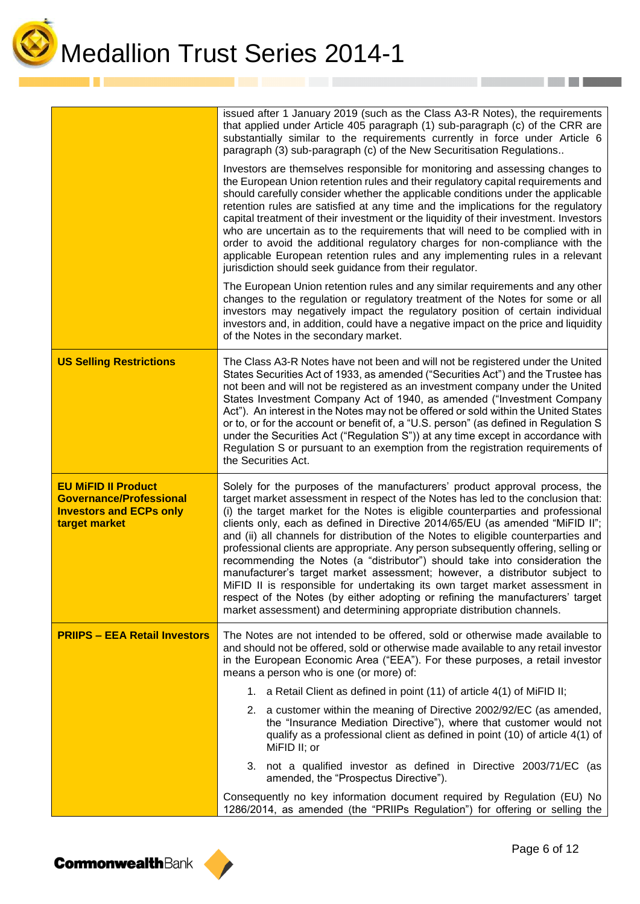| | |
|---|---|
| | issued after 1 January 2019 (such as the Class A3-R Notes), the requirements that applied under Article 405 paragraph (1) sub-paragraph (c) of the CRR are substantially similar to the requirements currently in force under Article 6 paragraph (3) sub-paragraph (c) of the New Securitisation Regulations..<br><br>Investors are themselves responsible for monitoring and assessing changes to the European Union retention rules and their regulatory capital requirements and should carefully consider whether the applicable conditions under the applicable retention rules are satisfied at any time and the implications for the regulatory capital treatment of their investment or the liquidity of their investment. Investors who are uncertain as to the requirements that will need to be complied with in order to avoid the additional regulatory charges for non-compliance with the applicable European retention rules and any implementing rules in a relevant jurisdiction should seek guidance from their regulator.<br><br>The European Union retention rules and any similar requirements and any other changes to the regulation or regulatory treatment of the Notes for some or all investors may negatively impact the regulatory position of certain individual investors and, in addition, could have a negative impact on the price and liquidity of the Notes in the secondary market. |
| **US Selling Restrictions** | The Class A3-R Notes have not been and will not be registered under the United States Securities Act of 1933, as amended ("Securities Act") and the Trustee has not been and will not be registered as an investment company under the United States Investment Company Act of 1940, as amended ("Investment Company Act"). An interest in the Notes may not be offered or sold within the United States or to, or for the account or benefit of, a "U.S. person" (as defined in Regulation S under the Securities Act ("Regulation S")) at any time except in accordance with Regulation S or pursuant to an exemption from the registration requirements of the Securities Act. |
| **EU MiFID II Product Governance/Professional Investors and ECPs only target market** | Solely for the purposes of the manufacturers' product approval process, the target market assessment in respect of the Notes has led to the conclusion that: (i) the target market for the Notes is eligible counterparties and professional clients only, each as defined in Directive 2014/65/EU (as amended "MiFID II"; and (ii) all channels for distribution of the Notes to eligible counterparties and professional clients are appropriate. Any person subsequently offering, selling or recommending the Notes (a "distributor") should take into consideration the manufacturer's target market assessment; however, a distributor subject to MiFID II is responsible for undertaking its own target market assessment in respect of the Notes (by either adopting or refining the manufacturers' target market assessment) and determining appropriate distribution channels. |
| **PRIIPS – EEA Retail Investors** | The Notes are not intended to be offered, sold or otherwise made available to and should not be offered, sold or otherwise made available to any retail investor in the European Economic Area ("EEA"). For these purposes, a retail investor means a person who is one (or more) of:<br><br>1. a Retail Client as defined in point (11) of article 4(1) of MiFID II;<br>2. a customer within the meaning of Directive 2002/92/EC (as amended, the "Insurance Mediation Directive"), where that customer would not qualify as a professional client as defined in point (10) of article 4(1) of MiFID II; or<br>3. not a qualified investor as defined in Directive 2003/71/EC (as amended, the "Prospectus Directive").<br><br>Consequently no key information document required by Regulation (EU) No 1286/2014, as amended (the "PRIIPs Regulation") for offering or selling the |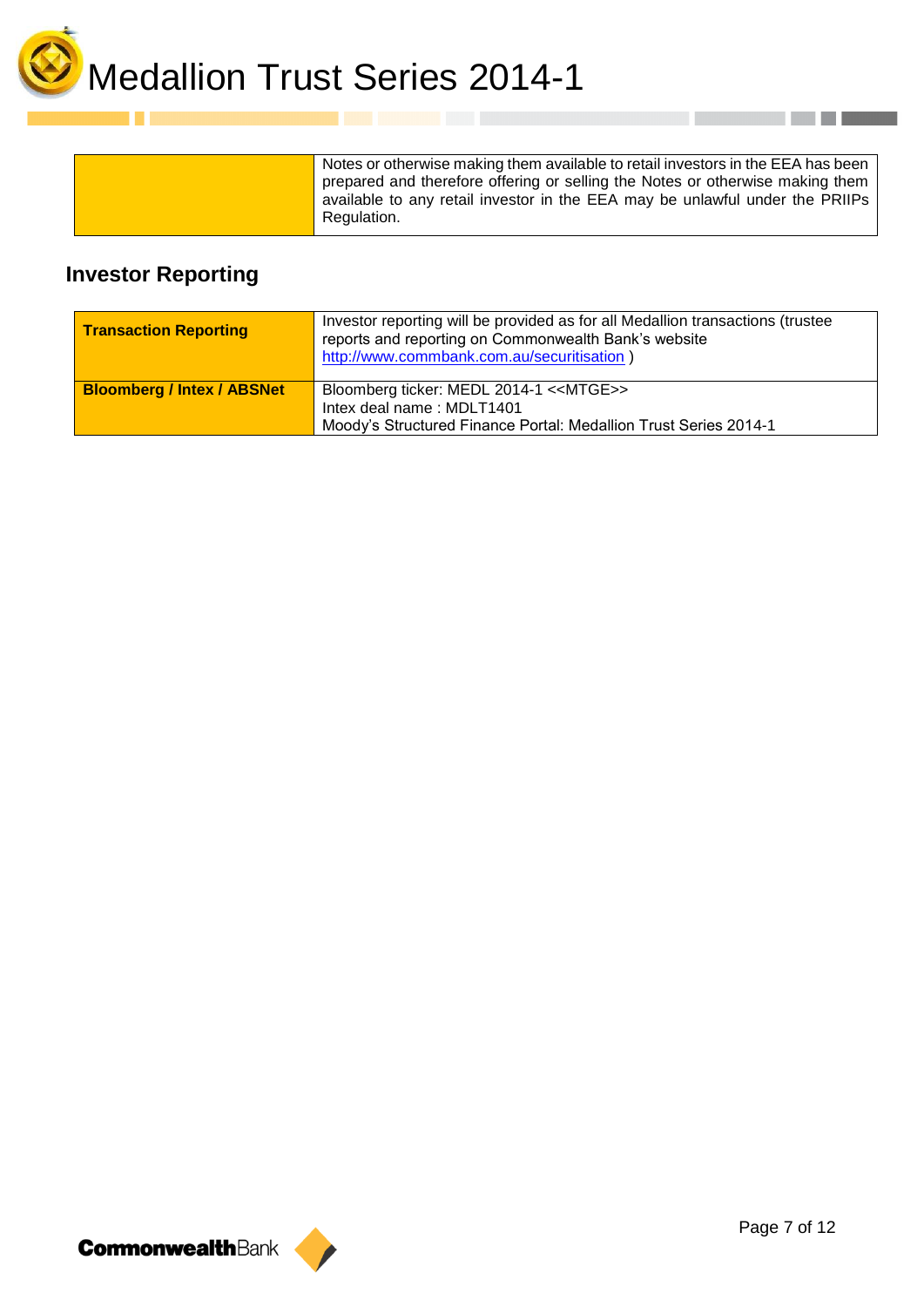| | |
|---|---|
| | Notes or otherwise making them available to retail investors in the EEA has been prepared and therefore offering or selling the Notes or otherwise making them available to any retail investor in the EEA may be unlawful under the PRIIPs Regulation. |

## Investor Reporting

| | |
|---|---|
| **Transaction Reporting** | Investor reporting will be provided as for all Medallion transactions (trustee reports and reporting on Commonwealth Bank's website http://www.commbank.com.au/securitisation ) |
| **Bloomberg / Intex / ABSNet** | Bloomberg ticker: MEDL 2014-1 <<MTGE>><br>Intex deal name : MDLT1401<br>Moody's Structured Finance Portal: Medallion Trust Series 2014-1 |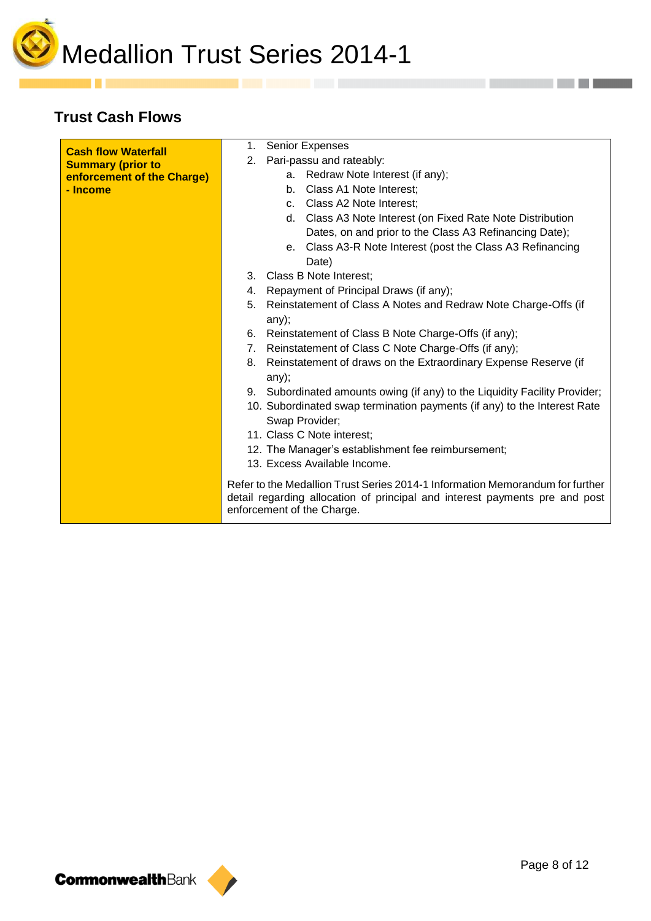# Medallion Trust Series 2014-1

## Trust Cash Flows

| **Cash flow Waterfall Summary (prior to enforcement of the Charge) - Income** | 1. Senior Expenses<br>2. Pari-passu and rateably:<br>a. Redraw Note Interest (if any);<br>b. Class A1 Note Interest;<br>c. Class A2 Note Interest;<br>d. Class A3 Note Interest (on Fixed Rate Note Distribution Dates, on and prior to the Class A3 Refinancing Date);<br>e. Class A3-R Note Interest (post the Class A3 Refinancing Date)<br>3. Class B Note Interest;<br>4. Repayment of Principal Draws (if any);<br>5. Reinstatement of Class A Notes and Redraw Note Charge-Offs (if any);<br>6. Reinstatement of Class B Note Charge-Offs (if any);<br>7. Reinstatement of Class C Note Charge-Offs (if any);<br>8. Reinstatement of draws on the Extraordinary Expense Reserve (if any);<br>9. Subordinated amounts owing (if any) to the Liquidity Facility Provider;<br>10. Subordinated swap termination payments (if any) to the Interest Rate Swap Provider;<br>11. Class C Note interest;<br>12. The Manager's establishment fee reimbursement;<br>13. Excess Available Income.<br><br>Refer to the Medallion Trust Series 2014-1 Information Memorandum for further detail regarding allocation of principal and interest payments pre and post enforcement of the Charge. |
|---|---|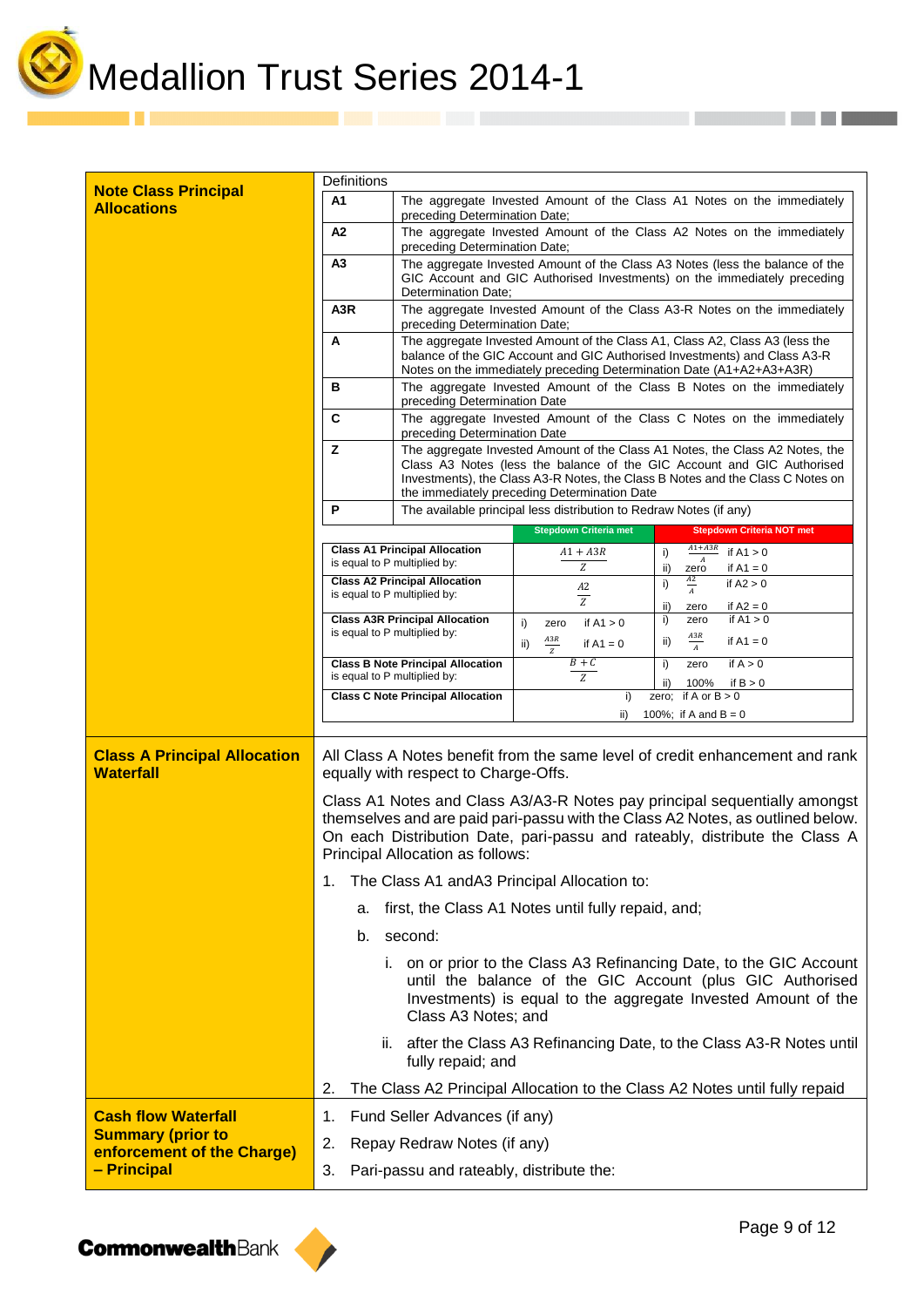## Note Class Principal Allocations

Definitions

| | |
|---|---|
| **A1** | The aggregate Invested Amount of the Class A1 Notes on the immediately preceding Determination Date; |
| **A2** | The aggregate Invested Amount of the Class A2 Notes on the immediately preceding Determination Date; |
| **A3** | The aggregate Invested Amount of the Class A3 Notes (less the balance of the GIC Account and GIC Authorised Investments) on the immediately preceding Determination Date; |
| **A3R** | The aggregate Invested Amount of the Class A3-R Notes on the immediately preceding Determination Date; |
| **A** | The aggregate Invested Amount of the Class A1, Class A2, Class A3 (less the balance of the GIC Account and GIC Authorised Investments) and Class A3-R Notes on the immediately preceding Determination Date (A1+A2+A3+A3R) |
| **B** | The aggregate Invested Amount of the Class B Notes on the immediately preceding Determination Date |
| **C** | The aggregate Invested Amount of the Class C Notes on the immediately preceding Determination Date |
| **Z** | The aggregate Invested Amount of the Class A1 Notes, the Class A2 Notes, the Class A3 Notes (less the balance of the GIC Account and GIC Authorised Investments), the Class A3-R Notes, the Class B Notes and the Class C Notes on the immediately preceding Determination Date |
| **P** | The available principal less distribution to Redraw Notes (if any) |

| | Stepdown Criteria met | Stepdown Criteria NOT met |
|---|---|---|
| **Class A1 Principal Allocation** is equal to P multiplied by: | $\frac{A1 + A3R}{Z}$ | i) $\frac{A1+A3R}{A}$ if A1 > 0<br>ii) zero if A1 = 0 |
| **Class A2 Principal Allocation** is equal to P multiplied by: | $\frac{A2}{Z}$ | i) $\frac{A2}{A}$ if A2 > 0<br>ii) zero if A2 = 0 |
| **Class A3R Principal Allocation** is equal to P multiplied by: | i) zero if A1 > 0<br>ii) $\frac{A3R}{Z}$ if A1 = 0 | i) zero if A1 > 0<br>ii) $\frac{A3R}{A}$ if A1 = 0 |
| **Class B Note Principal Allocation** is equal to P multiplied by: | $\frac{B + C}{Z}$ | i) zero if A > 0<br>ii) 100% if B > 0 |
| **Class C Note Principal Allocation** | i) zero; if A or B > 0<br>ii) 100%; if A and B = 0 | |

## Class A Principal Allocation Waterfall

All Class A Notes benefit from the same level of credit enhancement and rank equally with respect to Charge-Offs.

Class A1 Notes and Class A3/A3-R Notes pay principal sequentially amongst themselves and are paid pari-passu with the Class A2 Notes, as outlined below. On each Distribution Date, pari-passu and rateably, distribute the Class A Principal Allocation as follows:

1. The Class A1 andA3 Principal Allocation to:
   a. first, the Class A1 Notes until fully repaid, and;
   b. second:
      i. on or prior to the Class A3 Refinancing Date, to the GIC Account until the balance of the GIC Account (plus GIC Authorised Investments) is equal to the aggregate Invested Amount of the Class A3 Notes; and
      ii. after the Class A3 Refinancing Date, to the Class A3-R Notes until fully repaid; and
2. The Class A2 Principal Allocation to the Class A2 Notes until fully repaid

## Cash flow Waterfall Summary (prior to enforcement of the Charge) – Principal

1. Fund Seller Advances (if any)
2. Repay Redraw Notes (if any)
3. Pari-passu and rateably, distribute the: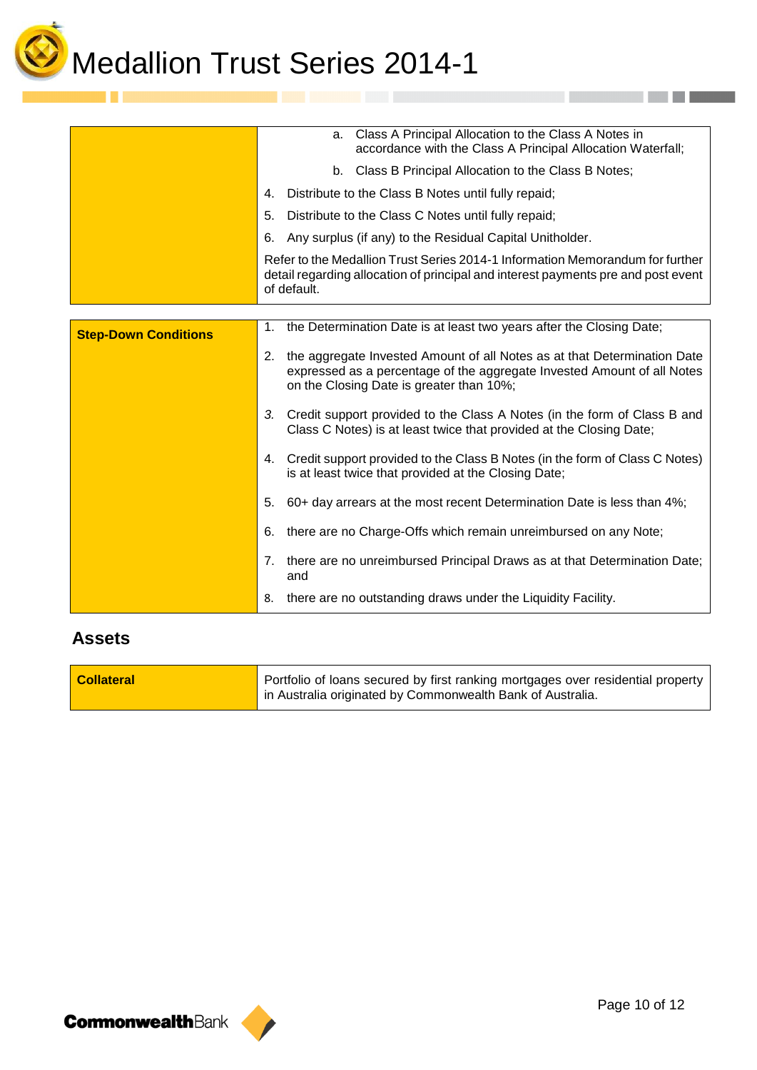| | |
|---|---|
| | a. Class A Principal Allocation to the Class A Notes in accordance with the Class A Principal Allocation Waterfall;<br>b. Class B Principal Allocation to the Class B Notes;<br>4. Distribute to the Class B Notes until fully repaid;<br>5. Distribute to the Class C Notes until fully repaid;<br>6. Any surplus (if any) to the Residual Capital Unitholder.<br>Refer to the Medallion Trust Series 2014-1 Information Memorandum for further detail regarding allocation of principal and interest payments pre and post event of default. |

| | |
|---|---|
| **Step-Down Conditions** | 1. the Determination Date is at least two years after the Closing Date;<br>2. the aggregate Invested Amount of all Notes as at that Determination Date expressed as a percentage of the aggregate Invested Amount of all Notes on the Closing Date is greater than 10%;<br>3. Credit support provided to the Class A Notes (in the form of Class B and Class C Notes) is at least twice that provided at the Closing Date;<br>4. Credit support provided to the Class B Notes (in the form of Class C Notes) is at least twice that provided at the Closing Date;<br>5. 60+ day arrears at the most recent Determination Date is less than 4%;<br>6. there are no Charge-Offs which remain unreimbursed on any Note;<br>7. there are no unreimbursed Principal Draws as at that Determination Date; and<br>8. there are no outstanding draws under the Liquidity Facility. |

## Assets

| | |
|---|---|
| **Collateral** | Portfolio of loans secured by first ranking mortgages over residential property in Australia originated by Commonwealth Bank of Australia. |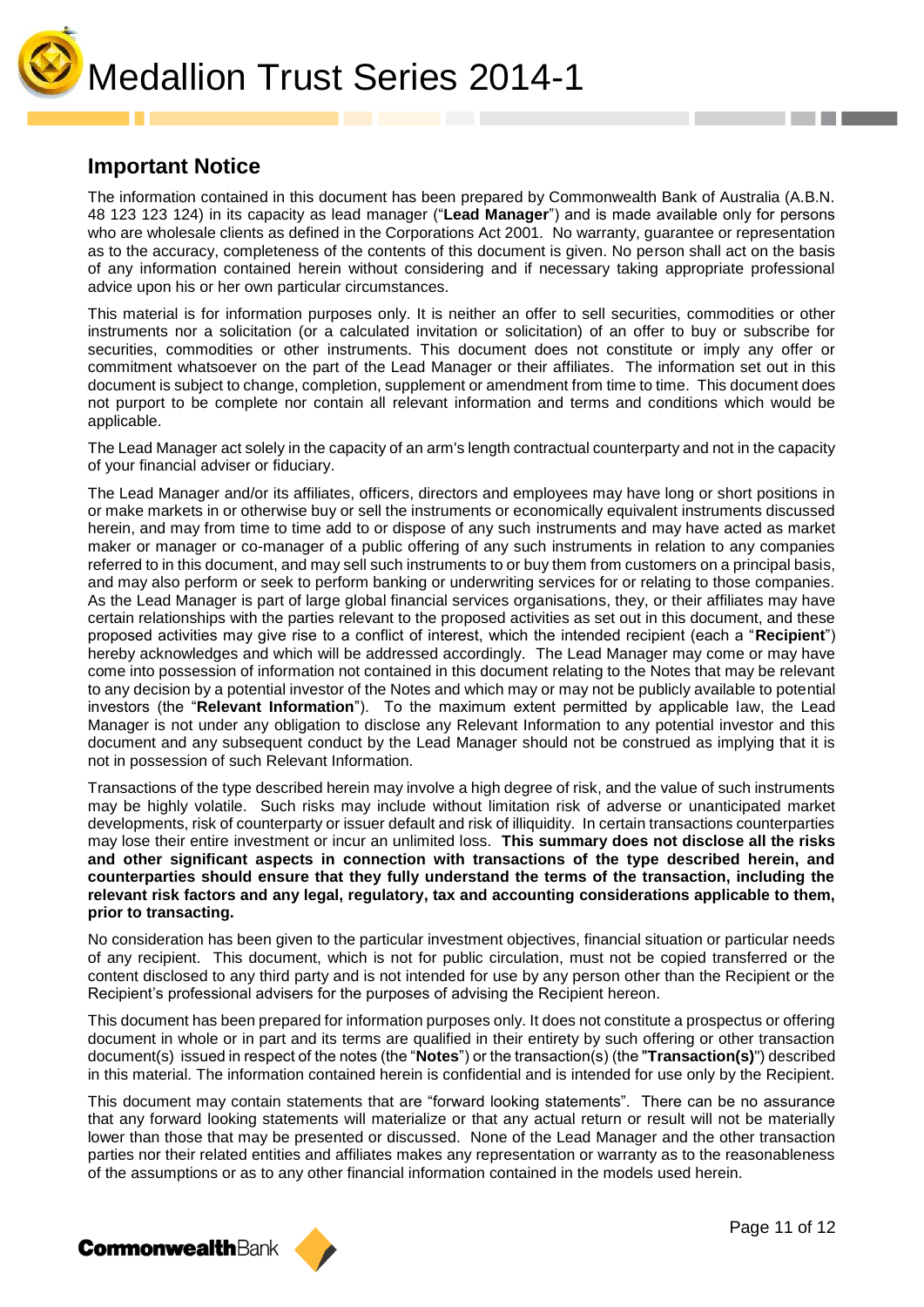## Important Notice

The information contained in this document has been prepared by Commonwealth Bank of Australia (A.B.N. 48 123 123 124) in its capacity as lead manager ("**Lead Manager**") and is made available only for persons who are wholesale clients as defined in the Corporations Act 2001. No warranty, guarantee or representation as to the accuracy, completeness of the contents of this document is given. No person shall act on the basis of any information contained herein without considering and if necessary taking appropriate professional advice upon his or her own particular circumstances.

This material is for information purposes only. It is neither an offer to sell securities, commodities or other instruments nor a solicitation (or a calculated invitation or solicitation) of an offer to buy or subscribe for securities, commodities or other instruments. This document does not constitute or imply any offer or commitment whatsoever on the part of the Lead Manager or their affiliates. The information set out in this document is subject to change, completion, supplement or amendment from time to time. This document does not purport to be complete nor contain all relevant information and terms and conditions which would be applicable.

The Lead Manager act solely in the capacity of an arm's length contractual counterparty and not in the capacity of your financial adviser or fiduciary.

The Lead Manager and/or its affiliates, officers, directors and employees may have long or short positions in or make markets in or otherwise buy or sell the instruments or economically equivalent instruments discussed herein, and may from time to time add to or dispose of any such instruments and may have acted as market maker or manager or co-manager of a public offering of any such instruments in relation to any companies referred to in this document, and may sell such instruments to or buy them from customers on a principal basis, and may also perform or seek to perform banking or underwriting services for or relating to those companies. As the Lead Manager is part of large global financial services organisations, they, or their affiliates may have certain relationships with the parties relevant to the proposed activities as set out in this document, and these proposed activities may give rise to a conflict of interest, which the intended recipient (each a "**Recipient**") hereby acknowledges and which will be addressed accordingly. The Lead Manager may come or may have come into possession of information not contained in this document relating to the Notes that may be relevant to any decision by a potential investor of the Notes and which may or may not be publicly available to potential investors (the "**Relevant Information**"). To the maximum extent permitted by applicable law, the Lead Manager is not under any obligation to disclose any Relevant Information to any potential investor and this document and any subsequent conduct by the Lead Manager should not be construed as implying that it is not in possession of such Relevant Information.

Transactions of the type described herein may involve a high degree of risk, and the value of such instruments may be highly volatile. Such risks may include without limitation risk of adverse or unanticipated market developments, risk of counterparty or issuer default and risk of illiquidity. In certain transactions counterparties may lose their entire investment or incur an unlimited loss. **This summary does not disclose all the risks and other significant aspects in connection with transactions of the type described herein, and counterparties should ensure that they fully understand the terms of the transaction, including the relevant risk factors and any legal, regulatory, tax and accounting considerations applicable to them, prior to transacting.**

No consideration has been given to the particular investment objectives, financial situation or particular needs of any recipient. This document, which is not for public circulation, must not be copied transferred or the content disclosed to any third party and is not intended for use by any person other than the Recipient or the Recipient's professional advisers for the purposes of advising the Recipient hereon.

This document has been prepared for information purposes only. It does not constitute a prospectus or offering document in whole or in part and its terms are qualified in their entirety by such offering or other transaction document(s) issued in respect of the notes (the "**Notes**") or the transaction(s) (the "**Transaction(s)**") described in this material. The information contained herein is confidential and is intended for use only by the Recipient.

This document may contain statements that are "forward looking statements". There can be no assurance that any forward looking statements will materialize or that any actual return or result will not be materially lower than those that may be presented or discussed. None of the Lead Manager and the other transaction parties nor their related entities and affiliates makes any representation or warranty as to the reasonableness of the assumptions or as to any other financial information contained in the models used herein.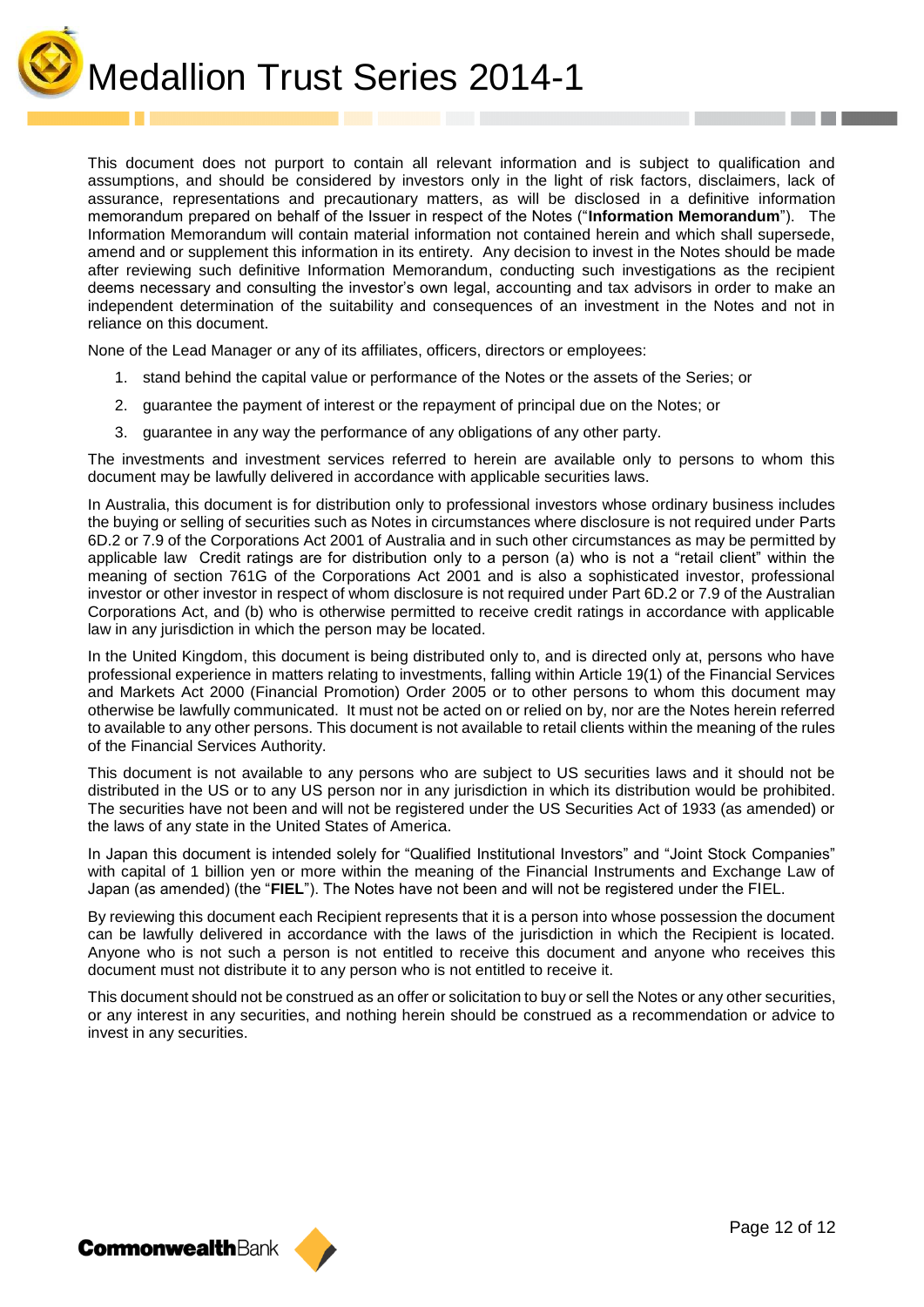# Medallion Trust Series 2014-1

This document does not purport to contain all relevant information and is subject to qualification and assumptions, and should be considered by investors only in the light of risk factors, disclaimers, lack of assurance, representations and precautionary matters, as will be disclosed in a definitive information memorandum prepared on behalf of the Issuer in respect of the Notes ("**Information Memorandum**"). The Information Memorandum will contain material information not contained herein and which shall supersede, amend and or supplement this information in its entirety. Any decision to invest in the Notes should be made after reviewing such definitive Information Memorandum, conducting such investigations as the recipient deems necessary and consulting the investor's own legal, accounting and tax advisors in order to make an independent determination of the suitability and consequences of an investment in the Notes and not in reliance on this document.

None of the Lead Manager or any of its affiliates, officers, directors or employees:

1. stand behind the capital value or performance of the Notes or the assets of the Series; or
2. guarantee the payment of interest or the repayment of principal due on the Notes; or
3. guarantee in any way the performance of any obligations of any other party.

The investments and investment services referred to herein are available only to persons to whom this document may be lawfully delivered in accordance with applicable securities laws.

In Australia, this document is for distribution only to professional investors whose ordinary business includes the buying or selling of securities such as Notes in circumstances where disclosure is not required under Parts 6D.2 or 7.9 of the Corporations Act 2001 of Australia and in such other circumstances as may be permitted by applicable law Credit ratings are for distribution only to a person (a) who is not a "retail client" within the meaning of section 761G of the Corporations Act 2001 and is also a sophisticated investor, professional investor or other investor in respect of whom disclosure is not required under Part 6D.2 or 7.9 of the Australian Corporations Act, and (b) who is otherwise permitted to receive credit ratings in accordance with applicable law in any jurisdiction in which the person may be located.

In the United Kingdom, this document is being distributed only to, and is directed only at, persons who have professional experience in matters relating to investments, falling within Article 19(1) of the Financial Services and Markets Act 2000 (Financial Promotion) Order 2005 or to other persons to whom this document may otherwise be lawfully communicated. It must not be acted on or relied on by, nor are the Notes herein referred to available to any other persons. This document is not available to retail clients within the meaning of the rules of the Financial Services Authority.

This document is not available to any persons who are subject to US securities laws and it should not be distributed in the US or to any US person nor in any jurisdiction in which its distribution would be prohibited. The securities have not been and will not be registered under the US Securities Act of 1933 (as amended) or the laws of any state in the United States of America.

In Japan this document is intended solely for "Qualified Institutional Investors" and "Joint Stock Companies" with capital of 1 billion yen or more within the meaning of the Financial Instruments and Exchange Law of Japan (as amended) (the "**FIEL**"). The Notes have not been and will not be registered under the FIEL.

By reviewing this document each Recipient represents that it is a person into whose possession the document can be lawfully delivered in accordance with the laws of the jurisdiction in which the Recipient is located. Anyone who is not such a person is not entitled to receive this document and anyone who receives this document must not distribute it to any person who is not entitled to receive it.

This document should not be construed as an offer or solicitation to buy or sell the Notes or any other securities, or any interest in any securities, and nothing herein should be construed as a recommendation or advice to invest in any securities.